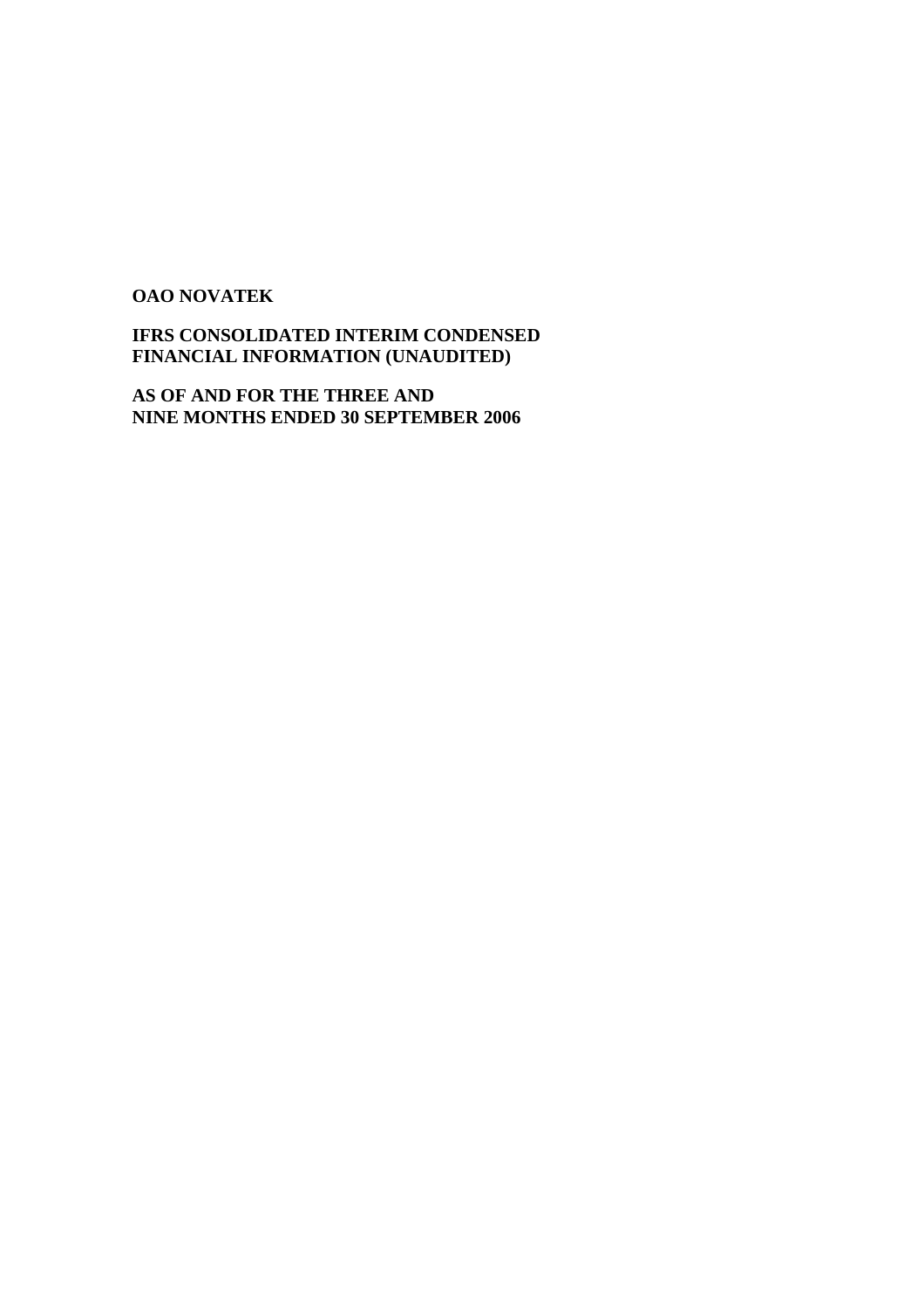**OAO NOVATEK**

**IFRS CONSOLIDATED INTERIM CONDENSED FINANCIAL INFORMATION (UNAUDITED)**

**AS OF AND FOR THE THREE AND NINE MONTHS ENDED 30 SEPTEMBER 2006**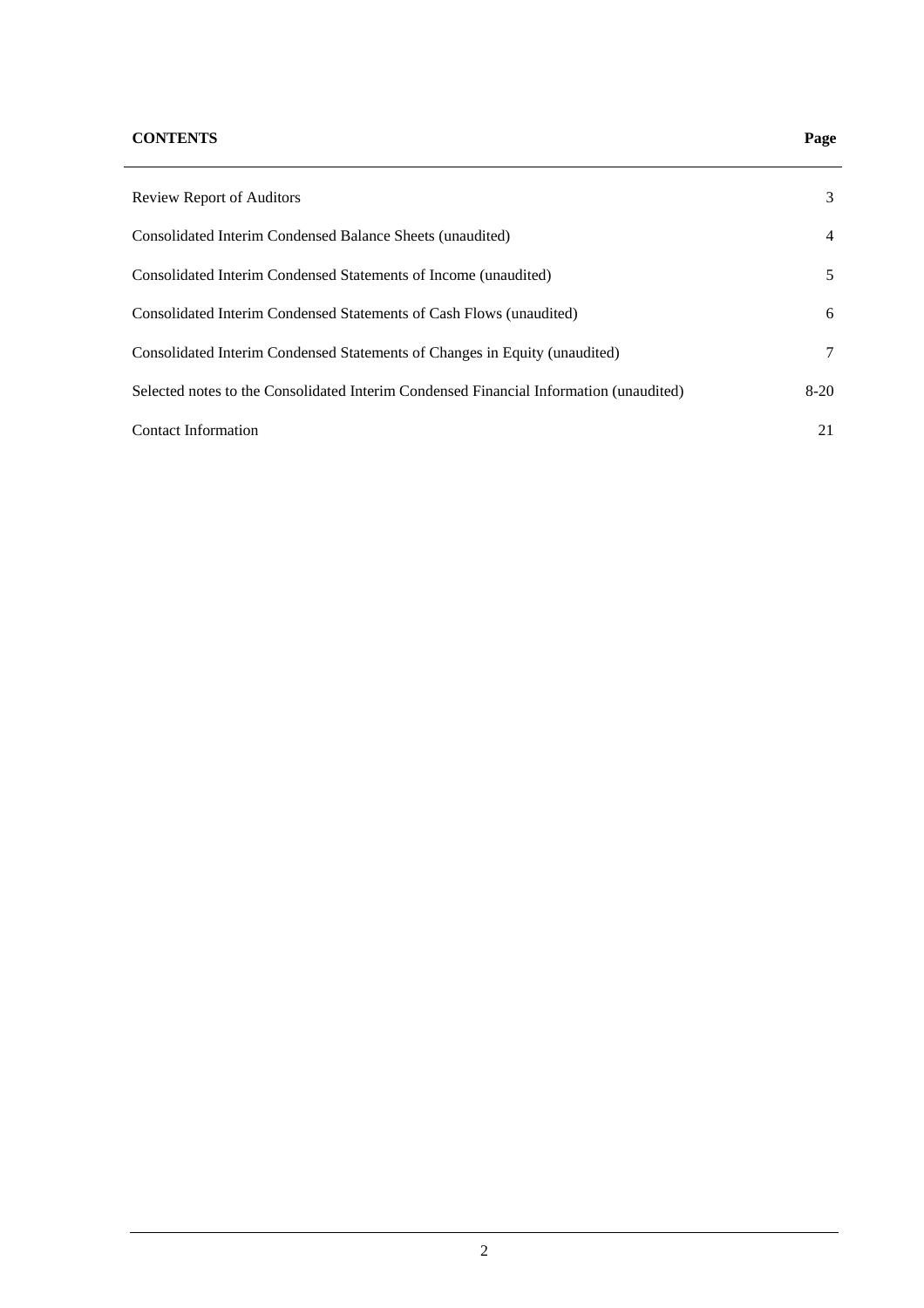| **CONTENTS** | **Page** |
|---|---|
| Review Report of Auditors | 3 |
| Consolidated Interim Condensed Balance Sheets (unaudited) | 4 |
| Consolidated Interim Condensed Statements of Income (unaudited) | 5 |
| Consolidated Interim Condensed Statements of Cash Flows (unaudited) | 6 |
| Consolidated Interim Condensed Statements of Changes in Equity (unaudited) | 7 |
| Selected notes to the Consolidated Interim Condensed Financial Information (unaudited) | 8-20 |
| Contact Information | 21 |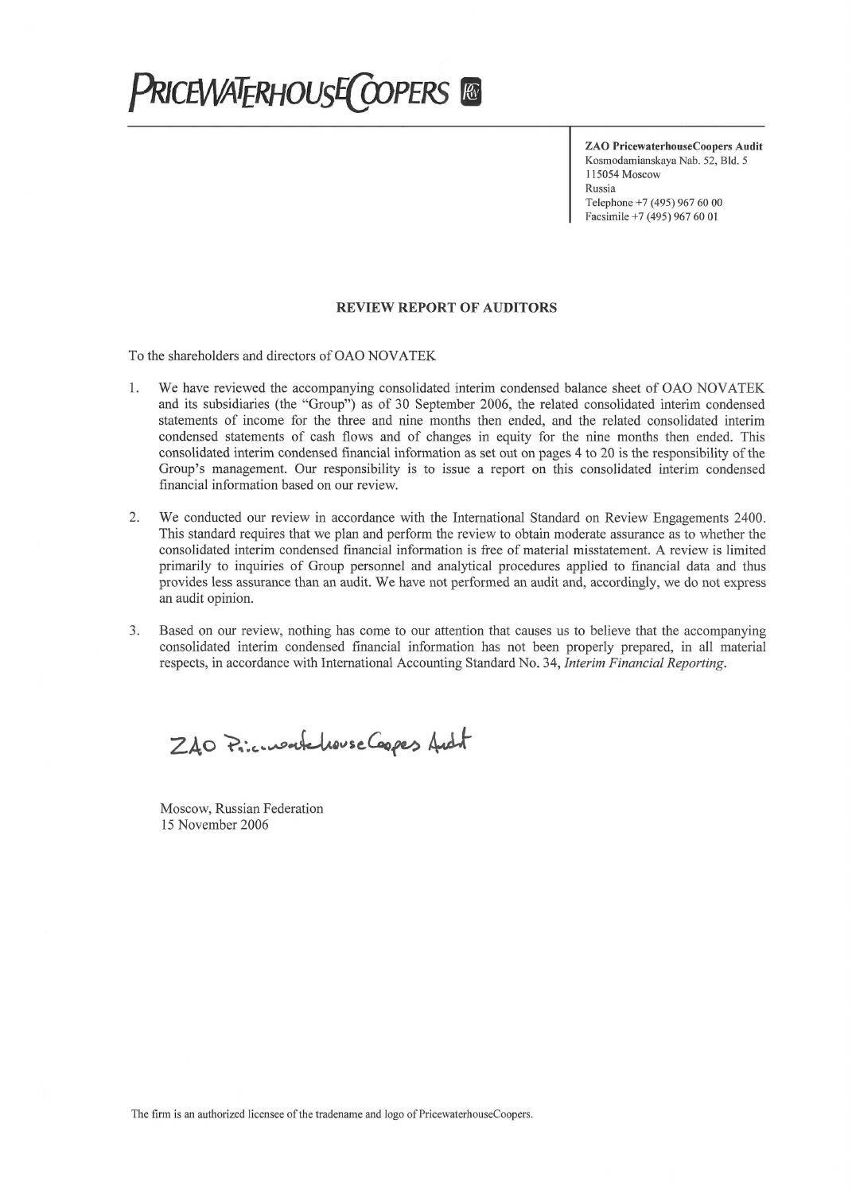# PRICEWATERHOUSECOOPERS

**ZAO PricewaterhouseCoopers Audit**
Kosmodamianskaya Nab. 52, Bld. 5
115054 Moscow
Russia
Telephone +7 (495) 967 60 00
Facsimile +7 (495) 967 60 01

## REVIEW REPORT OF AUDITORS

To the shareholders and directors of OAO NOVATEK

1. We have reviewed the accompanying consolidated interim condensed balance sheet of OAO NOVATEK and its subsidiaries (the "Group") as of 30 September 2006, the related consolidated interim condensed statements of income for the three and nine months then ended, and the related consolidated interim condensed statements of cash flows and of changes in equity for the nine months then ended. This consolidated interim condensed financial information as set out on pages 4 to 20 is the responsibility of the Group's management. Our responsibility is to issue a report on this consolidated interim condensed financial information based on our review.

2. We conducted our review in accordance with the International Standard on Review Engagements 2400. This standard requires that we plan and perform the review to obtain moderate assurance as to whether the consolidated interim condensed financial information is free of material misstatement. A review is limited primarily to inquiries of Group personnel and analytical procedures applied to financial data and thus provides less assurance than an audit. We have not performed an audit and, accordingly, we do not express an audit opinion.

3. Based on our review, nothing has come to our attention that causes us to believe that the accompanying consolidated interim condensed financial information has not been properly prepared, in all material respects, in accordance with International Accounting Standard No. 34, *Interim Financial Reporting*.

ZAO PricewaterhouseCoopers Audit

Moscow, Russian Federation
15 November 2006

The firm is an authorized licensee of the tradename and logo of PricewaterhouseCoopers.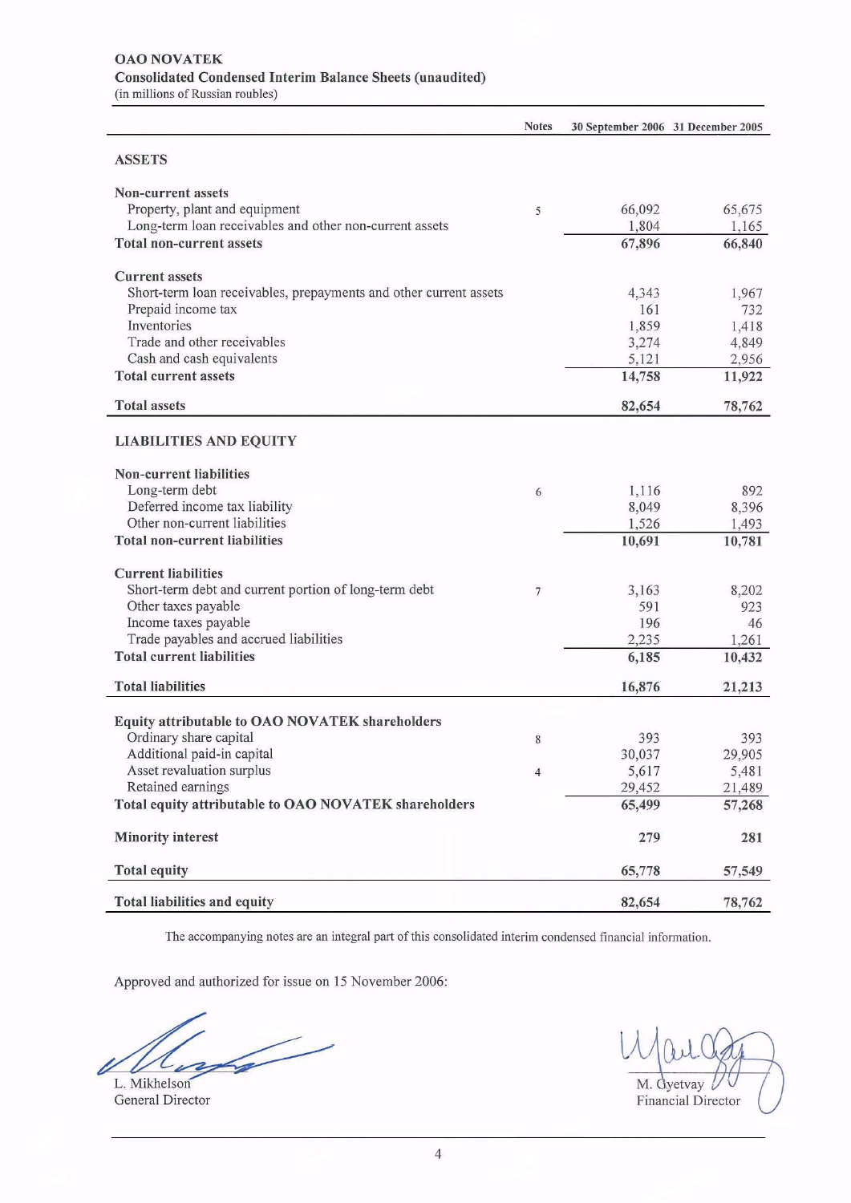**OAO NOVATEK**
**Consolidated Condensed Interim Balance Sheets (unaudited)**
(in millions of Russian roubles)

| | Notes | 30 September 2006 | 31 December 2005 |
|---|---|---|---|
| **ASSETS** | | | |
| **Non-current assets** | | | |
| Property, plant and equipment | 5 | 66,092 | 65,675 |
| Long-term loan receivables and other non-current assets | | 1,804 | 1,165 |
| **Total non-current assets** | | **67,896** | **66,840** |
| **Current assets** | | | |
| Short-term loan receivables, prepayments and other current assets | | 4,343 | 1,967 |
| Prepaid income tax | | 161 | 732 |
| Inventories | | 1,859 | 1,418 |
| Trade and other receivables | | 3,274 | 4,849 |
| Cash and cash equivalents | | 5,121 | 2,956 |
| **Total current assets** | | **14,758** | **11,922** |
| **Total assets** | | **82,654** | **78,762** |
| **LIABILITIES AND EQUITY** | | | |
| **Non-current liabilities** | | | |
| Long-term debt | 6 | 1,116 | 892 |
| Deferred income tax liability | | 8,049 | 8,396 |
| Other non-current liabilities | | 1,526 | 1,493 |
| **Total non-current liabilities** | | **10,691** | **10,781** |
| **Current liabilities** | | | |
| Short-term debt and current portion of long-term debt | 7 | 3,163 | 8,202 |
| Other taxes payable | | 591 | 923 |
| Income taxes payable | | 196 | 46 |
| Trade payables and accrued liabilities | | 2,235 | 1,261 |
| **Total current liabilities** | | **6,185** | **10,432** |
| **Total liabilities** | | **16,876** | **21,213** |
| **Equity attributable to OAO NOVATEK shareholders** | | | |
| Ordinary share capital | 8 | 393 | 393 |
| Additional paid-in capital | | 30,037 | 29,905 |
| Asset revaluation surplus | 4 | 5,617 | 5,481 |
| Retained earnings | | 29,452 | 21,489 |
| **Total equity attributable to OAO NOVATEK shareholders** | | **65,499** | **57,268** |
| **Minority interest** | | **279** | **281** |
| **Total equity** | | **65,778** | **57,549** |
| **Total liabilities and equity** | | **82,654** | **78,762** |

The accompanying notes are an integral part of this consolidated interim condensed financial information.

Approved and authorized for issue on 15 November 2006:

L. Mikhelson
General Director

M. Gyetvay
Financial Director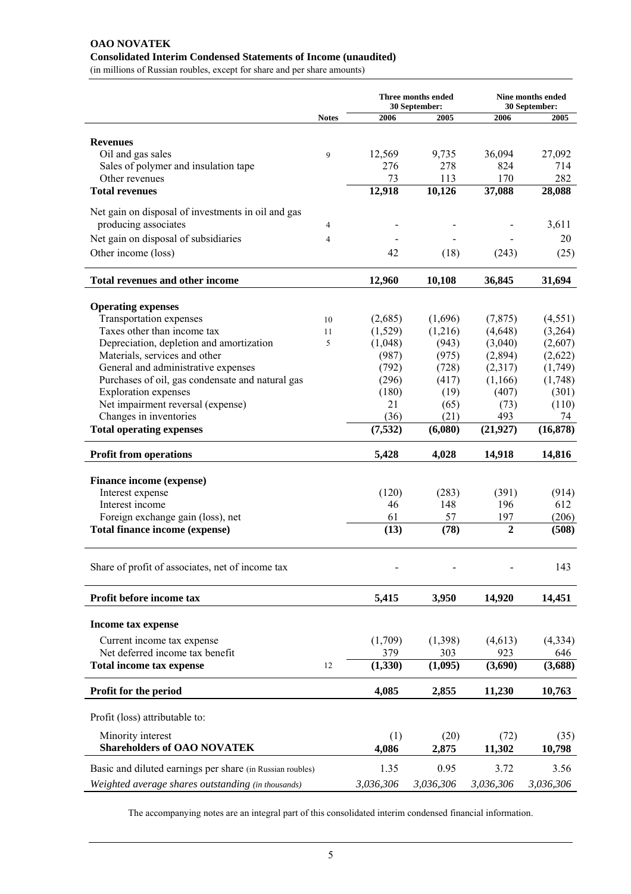**OAO NOVATEK**

**Consolidated Interim Condensed Statements of Income (unaudited)**

(in millions of Russian roubles, except for share and per share amounts)

| | Notes | Three months ended 30 September: 2006 | Three months ended 30 September: 2005 | Nine months ended 30 September: 2006 | Nine months ended 30 September: 2005 |
|---|---|---|---|---|---|
| **Revenues** | | | | | |
| Oil and gas sales | 9 | 12,569 | 9,735 | 36,094 | 27,092 |
| Sales of polymer and insulation tape | | 276 | 278 | 824 | 714 |
| Other revenues | | 73 | 113 | 170 | 282 |
| **Total revenues** | | **12,918** | **10,126** | **37,088** | **28,088** |
| Net gain on disposal of investments in oil and gas producing associates | 4 | - | - | - | 3,611 |
| Net gain on disposal of subsidiaries | 4 | - | - | - | 20 |
| Other income (loss) | | 42 | (18) | (243) | (25) |
| **Total revenues and other income** | | **12,960** | **10,108** | **36,845** | **31,694** |
| **Operating expenses** | | | | | |
| Transportation expenses | 10 | (2,685) | (1,696) | (7,875) | (4,551) |
| Taxes other than income tax | 11 | (1,529) | (1,216) | (4,648) | (3,264) |
| Depreciation, depletion and amortization | 5 | (1,048) | (943) | (3,040) | (2,607) |
| Materials, services and other | | (987) | (975) | (2,894) | (2,622) |
| General and administrative expenses | | (792) | (728) | (2,317) | (1,749) |
| Purchases of oil, gas condensate and natural gas | | (296) | (417) | (1,166) | (1,748) |
| Exploration expenses | | (180) | (19) | (407) | (301) |
| Net impairment reversal (expense) | | 21 | (65) | (73) | (110) |
| Changes in inventories | | (36) | (21) | 493 | 74 |
| **Total operating expenses** | | **(7,532)** | **(6,080)** | **(21,927)** | **(16,878)** |
| **Profit from operations** | | **5,428** | **4,028** | **14,918** | **14,816** |
| **Finance income (expense)** | | | | | |
| Interest expense | | (120) | (283) | (391) | (914) |
| Interest income | | 46 | 148 | 196 | 612 |
| Foreign exchange gain (loss), net | | 61 | 57 | 197 | (206) |
| **Total finance income (expense)** | | **(13)** | **(78)** | **2** | **(508)** |
| Share of profit of associates, net of income tax | | - | - | - | 143 |
| **Profit before income tax** | | **5,415** | **3,950** | **14,920** | **14,451** |
| **Income tax expense** | | | | | |
| Current income tax expense | | (1,709) | (1,398) | (4,613) | (4,334) |
| Net deferred income tax benefit | | 379 | 303 | 923 | 646 |
| **Total income tax expense** | 12 | **(1,330)** | **(1,095)** | **(3,690)** | **(3,688)** |
| **Profit for the period** | | **4,085** | **2,855** | **11,230** | **10,763** |
| Profit (loss) attributable to: | | | | | |
| Minority interest | | (1) | (20) | (72) | (35) |
| **Shareholders of OAO NOVATEK** | | **4,086** | **2,875** | **11,302** | **10,798** |
| Basic and diluted earnings per share (in Russian roubles) | | 1.35 | 0.95 | 3.72 | 3.56 |
| *Weighted average shares outstanding (in thousands)* | | *3,036,306* | *3,036,306* | *3,036,306* | *3,036,306* |

The accompanying notes are an integral part of this consolidated interim condensed financial information.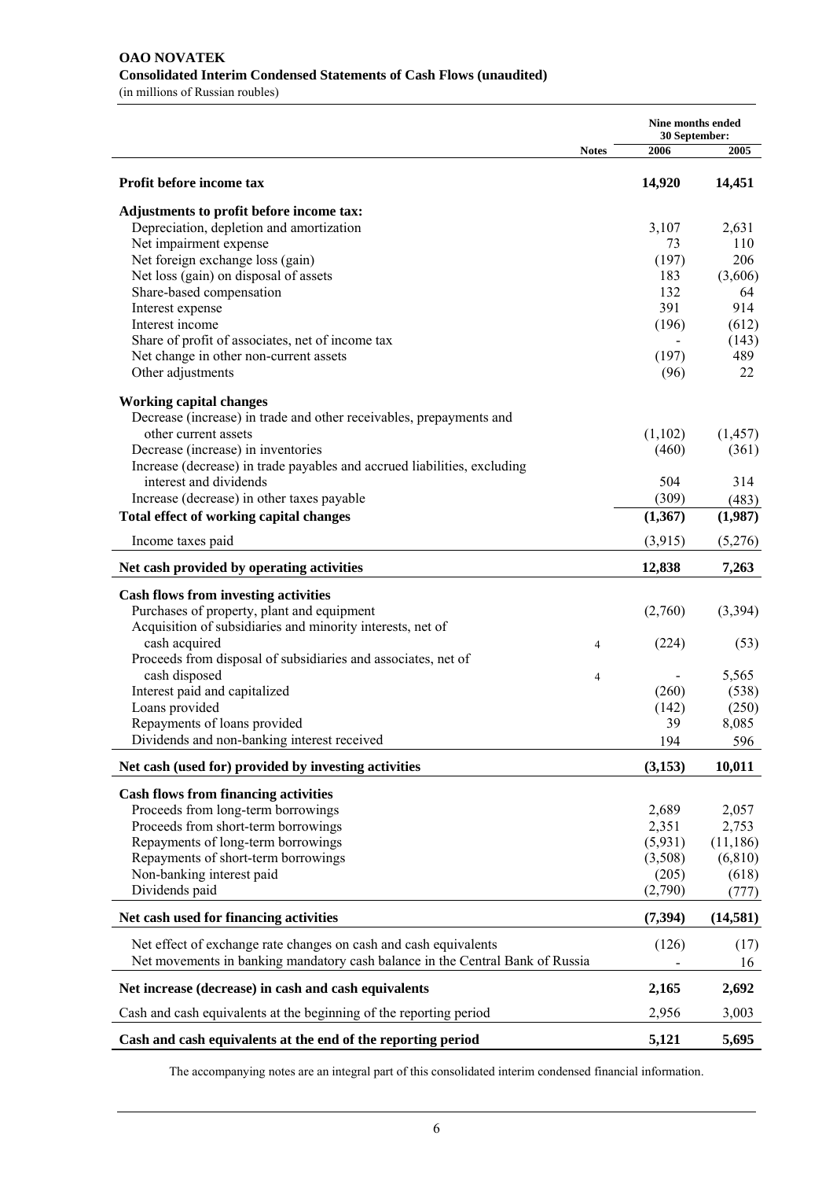**OAO NOVATEK**
**Consolidated Interim Condensed Statements of Cash Flows (unaudited)**
(in millions of Russian roubles)

| | Notes | Nine months ended 30 September: 2006 | 2005 |
|---|---|---|---|
| **Profit before income tax** | | **14,920** | **14,451** |
| **Adjustments to profit before income tax:** | | | |
| Depreciation, depletion and amortization | | 3,107 | 2,631 |
| Net impairment expense | | 73 | 110 |
| Net foreign exchange loss (gain) | | (197) | 206 |
| Net loss (gain) on disposal of assets | | 183 | (3,606) |
| Share-based compensation | | 132 | 64 |
| Interest expense | | 391 | 914 |
| Interest income | | (196) | (612) |
| Share of profit of associates, net of income tax | | - | (143) |
| Net change in other non-current assets | | (197) | 489 |
| Other adjustments | | (96) | 22 |
| **Working capital changes** | | | |
| Decrease (increase) in trade and other receivables, prepayments and other current assets | | (1,102) | (1,457) |
| Decrease (increase) in inventories | | (460) | (361) |
| Increase (decrease) in trade payables and accrued liabilities, excluding interest and dividends | | 504 | 314 |
| Increase (decrease) in other taxes payable | | (309) | (483) |
| **Total effect of working capital changes** | | **(1,367)** | **(1,987)** |
| Income taxes paid | | (3,915) | (5,276) |
| **Net cash provided by operating activities** | | **12,838** | **7,263** |
| **Cash flows from investing activities** | | | |
| Purchases of property, plant and equipment | | (2,760) | (3,394) |
| Acquisition of subsidiaries and minority interests, net of cash acquired | 4 | (224) | (53) |
| Proceeds from disposal of subsidiaries and associates, net of cash disposed | 4 | - | 5,565 |
| Interest paid and capitalized | | (260) | (538) |
| Loans provided | | (142) | (250) |
| Repayments of loans provided | | 39 | 8,085 |
| Dividends and non-banking interest received | | 194 | 596 |
| **Net cash (used for) provided by investing activities** | | **(3,153)** | **10,011** |
| **Cash flows from financing activities** | | | |
| Proceeds from long-term borrowings | | 2,689 | 2,057 |
| Proceeds from short-term borrowings | | 2,351 | 2,753 |
| Repayments of long-term borrowings | | (5,931) | (11,186) |
| Repayments of short-term borrowings | | (3,508) | (6,810) |
| Non-banking interest paid | | (205) | (618) |
| Dividends paid | | (2,790) | (777) |
| **Net cash used for financing activities** | | **(7,394)** | **(14,581)** |
| Net effect of exchange rate changes on cash and cash equivalents | | (126) | (17) |
| Net movements in banking mandatory cash balance in the Central Bank of Russia | | - | 16 |
| **Net increase (decrease) in cash and cash equivalents** | | **2,165** | **2,692** |
| Cash and cash equivalents at the beginning of the reporting period | | 2,956 | 3,003 |
| **Cash and cash equivalents at the end of the reporting period** | | **5,121** | **5,695** |

The accompanying notes are an integral part of this consolidated interim condensed financial information.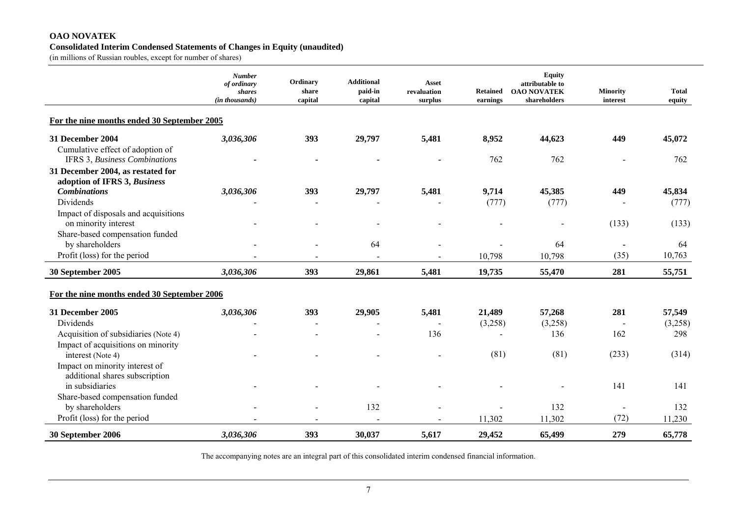**OAO NOVATEK**

**Consolidated Interim Condensed Statements of Changes in Equity (unaudited)**

(in millions of Russian roubles, except for number of shares)

| | *Number of ordinary shares (in thousands)* | Ordinary share capital | Additional paid-in capital | Asset revaluation surplus | Retained earnings | Equity attributable to OAO NOVATEK shareholders | Minority interest | Total equity |
|---|---|---|---|---|---|---|---|---|
| **For the nine months ended 30 September 2005** | | | | | | | | |
| **31 December 2004** | ***3,036,306*** | **393** | **29,797** | **5,481** | **8,952** | **44,623** | **449** | **45,072** |
| Cumulative effect of adoption of IFRS 3, *Business Combinations* | - | - | - | - | 762 | 762 | - | 762 |
| **31 December 2004, as restated for adoption of IFRS 3, *Business Combinations*** | ***3,036,306*** | **393** | **29,797** | **5,481** | **9,714** | **45,385** | **449** | **45,834** |
| Dividends | - | - | - | - | (777) | (777) | - | (777) |
| Impact of disposals and acquisitions on minority interest | - | - | - | - | - | - | (133) | (133) |
| Share-based compensation funded by shareholders | - | - | 64 | - | - | 64 | - | 64 |
| Profit (loss) for the period | - | - | - | - | 10,798 | 10,798 | (35) | 10,763 |
| **30 September 2005** | ***3,036,306*** | **393** | **29,861** | **5,481** | **19,735** | **55,470** | **281** | **55,751** |
| **For the nine months ended 30 September 2006** | | | | | | | | |
| **31 December 2005** | ***3,036,306*** | **393** | **29,905** | **5,481** | **21,489** | **57,268** | **281** | **57,549** |
| Dividends | - | - | - | - | (3,258) | (3,258) | - | (3,258) |
| Acquisition of subsidiaries (Note 4) | - | - | - | 136 | - | 136 | 162 | 298 |
| Impact of acquisitions on minority interest (Note 4) | - | - | - | - | (81) | (81) | (233) | (314) |
| Impact on minority interest of additional shares subscription in subsidiaries | - | - | - | - | - | - | 141 | 141 |
| Share-based compensation funded by shareholders | - | - | 132 | - | - | 132 | - | 132 |
| Profit (loss) for the period | - | - | - | - | 11,302 | 11,302 | (72) | 11,230 |
| **30 September 2006** | ***3,036,306*** | **393** | **30,037** | **5,617** | **29,452** | **65,499** | **279** | **65,778** |

The accompanying notes are an integral part of this consolidated interim condensed financial information.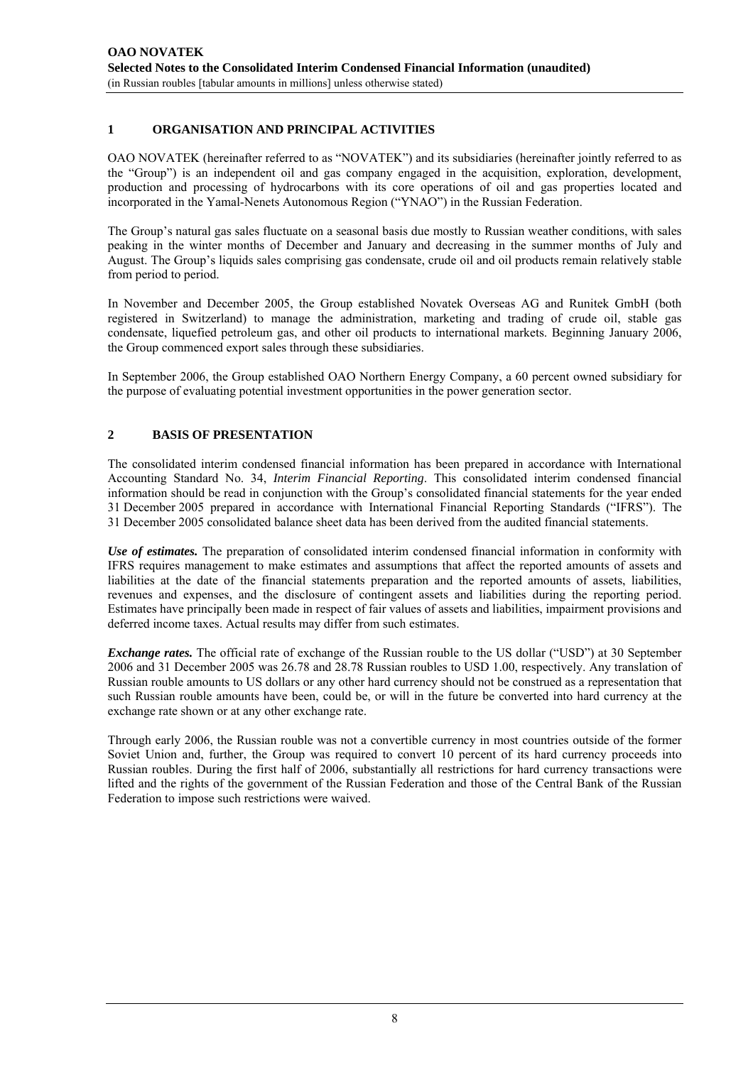## 1 ORGANISATION AND PRINCIPAL ACTIVITIES

OAO NOVATEK (hereinafter referred to as "NOVATEK") and its subsidiaries (hereinafter jointly referred to as the "Group") is an independent oil and gas company engaged in the acquisition, exploration, development, production and processing of hydrocarbons with its core operations of oil and gas properties located and incorporated in the Yamal-Nenets Autonomous Region ("YNAO") in the Russian Federation.

The Group's natural gas sales fluctuate on a seasonal basis due mostly to Russian weather conditions, with sales peaking in the winter months of December and January and decreasing in the summer months of July and August. The Group's liquids sales comprising gas condensate, crude oil and oil products remain relatively stable from period to period.

In November and December 2005, the Group established Novatek Overseas AG and Runitek GmbH (both registered in Switzerland) to manage the administration, marketing and trading of crude oil, stable gas condensate, liquefied petroleum gas, and other oil products to international markets. Beginning January 2006, the Group commenced export sales through these subsidiaries.

In September 2006, the Group established OAO Northern Energy Company, a 60 percent owned subsidiary for the purpose of evaluating potential investment opportunities in the power generation sector.

## 2 BASIS OF PRESENTATION

The consolidated interim condensed financial information has been prepared in accordance with International Accounting Standard No. 34, *Interim Financial Reporting*. This consolidated interim condensed financial information should be read in conjunction with the Group's consolidated financial statements for the year ended 31 December 2005 prepared in accordance with International Financial Reporting Standards ("IFRS"). The 31 December 2005 consolidated balance sheet data has been derived from the audited financial statements.

***Use of estimates.*** The preparation of consolidated interim condensed financial information in conformity with IFRS requires management to make estimates and assumptions that affect the reported amounts of assets and liabilities at the date of the financial statements preparation and the reported amounts of assets, liabilities, revenues and expenses, and the disclosure of contingent assets and liabilities during the reporting period. Estimates have principally been made in respect of fair values of assets and liabilities, impairment provisions and deferred income taxes. Actual results may differ from such estimates.

***Exchange rates.*** The official rate of exchange of the Russian rouble to the US dollar ("USD") at 30 September 2006 and 31 December 2005 was 26.78 and 28.78 Russian roubles to USD 1.00, respectively. Any translation of Russian rouble amounts to US dollars or any other hard currency should not be construed as a representation that such Russian rouble amounts have been, could be, or will in the future be converted into hard currency at the exchange rate shown or at any other exchange rate.

Through early 2006, the Russian rouble was not a convertible currency in most countries outside of the former Soviet Union and, further, the Group was required to convert 10 percent of its hard currency proceeds into Russian roubles. During the first half of 2006, substantially all restrictions for hard currency transactions were lifted and the rights of the government of the Russian Federation and those of the Central Bank of the Russian Federation to impose such restrictions were waived.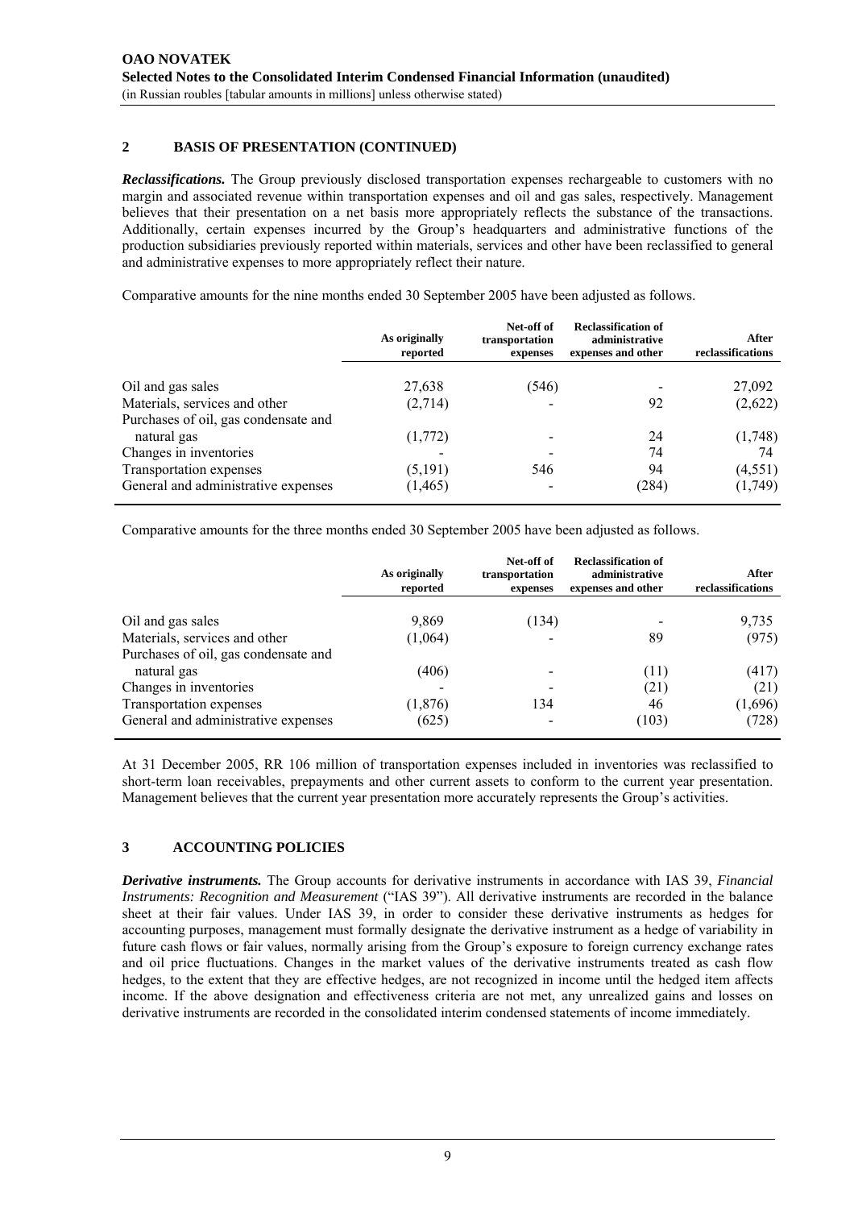## 2 BASIS OF PRESENTATION (CONTINUED)

***Reclassifications.*** The Group previously disclosed transportation expenses rechargeable to customers with no margin and associated revenue within transportation expenses and oil and gas sales, respectively. Management believes that their presentation on a net basis more appropriately reflects the substance of the transactions. Additionally, certain expenses incurred by the Group's headquarters and administrative functions of the production subsidiaries previously reported within materials, services and other have been reclassified to general and administrative expenses to more appropriately reflect their nature.

Comparative amounts for the nine months ended 30 September 2005 have been adjusted as follows.

| | As originally reported | Net-off of transportation expenses | Reclassification of administrative expenses and other | After reclassifications |
|---|---|---|---|---|
| Oil and gas sales | 27,638 | (546) | - | 27,092 |
| Materials, services and other | (2,714) | - | 92 | (2,622) |
| Purchases of oil, gas condensate and natural gas | (1,772) | - | 24 | (1,748) |
| Changes in inventories | - | - | 74 | 74 |
| Transportation expenses | (5,191) | 546 | 94 | (4,551) |
| General and administrative expenses | (1,465) | - | (284) | (1,749) |

Comparative amounts for the three months ended 30 September 2005 have been adjusted as follows.

| | As originally reported | Net-off of transportation expenses | Reclassification of administrative expenses and other | After reclassifications |
|---|---|---|---|---|
| Oil and gas sales | 9,869 | (134) | - | 9,735 |
| Materials, services and other | (1,064) | - | 89 | (975) |
| Purchases of oil, gas condensate and natural gas | (406) | - | (11) | (417) |
| Changes in inventories | - | - | (21) | (21) |
| Transportation expenses | (1,876) | 134 | 46 | (1,696) |
| General and administrative expenses | (625) | - | (103) | (728) |

At 31 December 2005, RR 106 million of transportation expenses included in inventories was reclassified to short-term loan receivables, prepayments and other current assets to conform to the current year presentation. Management believes that the current year presentation more accurately represents the Group's activities.

## 3 ACCOUNTING POLICIES

***Derivative instruments.*** The Group accounts for derivative instruments in accordance with IAS 39, *Financial Instruments: Recognition and Measurement* ("IAS 39"). All derivative instruments are recorded in the balance sheet at their fair values. Under IAS 39, in order to consider these derivative instruments as hedges for accounting purposes, management must formally designate the derivative instrument as a hedge of variability in future cash flows or fair values, normally arising from the Group's exposure to foreign currency exchange rates and oil price fluctuations. Changes in the market values of the derivative instruments treated as cash flow hedges, to the extent that they are effective hedges, are not recognized in income until the hedged item affects income. If the above designation and effectiveness criteria are not met, any unrealized gains and losses on derivative instruments are recorded in the consolidated interim condensed statements of income immediately.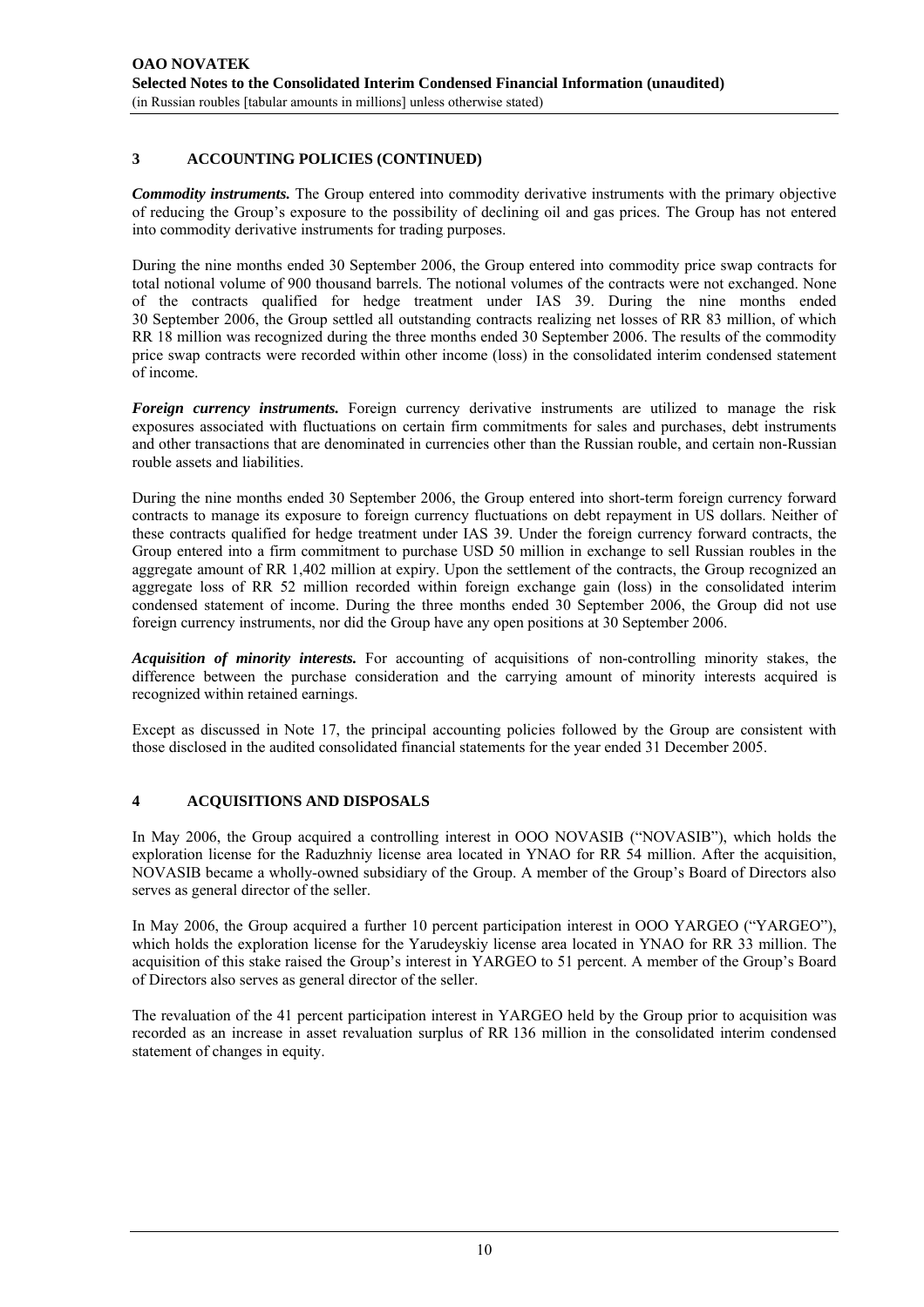## 3 ACCOUNTING POLICIES (CONTINUED)

***Commodity instruments.*** The Group entered into commodity derivative instruments with the primary objective of reducing the Group's exposure to the possibility of declining oil and gas prices. The Group has not entered into commodity derivative instruments for trading purposes.

During the nine months ended 30 September 2006, the Group entered into commodity price swap contracts for total notional volume of 900 thousand barrels. The notional volumes of the contracts were not exchanged. None of the contracts qualified for hedge treatment under IAS 39. During the nine months ended 30 September 2006, the Group settled all outstanding contracts realizing net losses of RR 83 million, of which RR 18 million was recognized during the three months ended 30 September 2006. The results of the commodity price swap contracts were recorded within other income (loss) in the consolidated interim condensed statement of income.

***Foreign currency instruments.*** Foreign currency derivative instruments are utilized to manage the risk exposures associated with fluctuations on certain firm commitments for sales and purchases, debt instruments and other transactions that are denominated in currencies other than the Russian rouble, and certain non-Russian rouble assets and liabilities.

During the nine months ended 30 September 2006, the Group entered into short-term foreign currency forward contracts to manage its exposure to foreign currency fluctuations on debt repayment in US dollars. Neither of these contracts qualified for hedge treatment under IAS 39. Under the foreign currency forward contracts, the Group entered into a firm commitment to purchase USD 50 million in exchange to sell Russian roubles in the aggregate amount of RR 1,402 million at expiry. Upon the settlement of the contracts, the Group recognized an aggregate loss of RR 52 million recorded within foreign exchange gain (loss) in the consolidated interim condensed statement of income. During the three months ended 30 September 2006, the Group did not use foreign currency instruments, nor did the Group have any open positions at 30 September 2006.

***Acquisition of minority interests.*** For accounting of acquisitions of non-controlling minority stakes, the difference between the purchase consideration and the carrying amount of minority interests acquired is recognized within retained earnings.

Except as discussed in Note 17, the principal accounting policies followed by the Group are consistent with those disclosed in the audited consolidated financial statements for the year ended 31 December 2005.

## 4 ACQUISITIONS AND DISPOSALS

In May 2006, the Group acquired a controlling interest in OOO NOVASIB ("NOVASIB"), which holds the exploration license for the Raduzhniy license area located in YNAO for RR 54 million. After the acquisition, NOVASIB became a wholly-owned subsidiary of the Group. A member of the Group's Board of Directors also serves as general director of the seller.

In May 2006, the Group acquired a further 10 percent participation interest in OOO YARGEO ("YARGEO"), which holds the exploration license for the Yarudeyskiy license area located in YNAO for RR 33 million. The acquisition of this stake raised the Group's interest in YARGEO to 51 percent. A member of the Group's Board of Directors also serves as general director of the seller.

The revaluation of the 41 percent participation interest in YARGEO held by the Group prior to acquisition was recorded as an increase in asset revaluation surplus of RR 136 million in the consolidated interim condensed statement of changes in equity.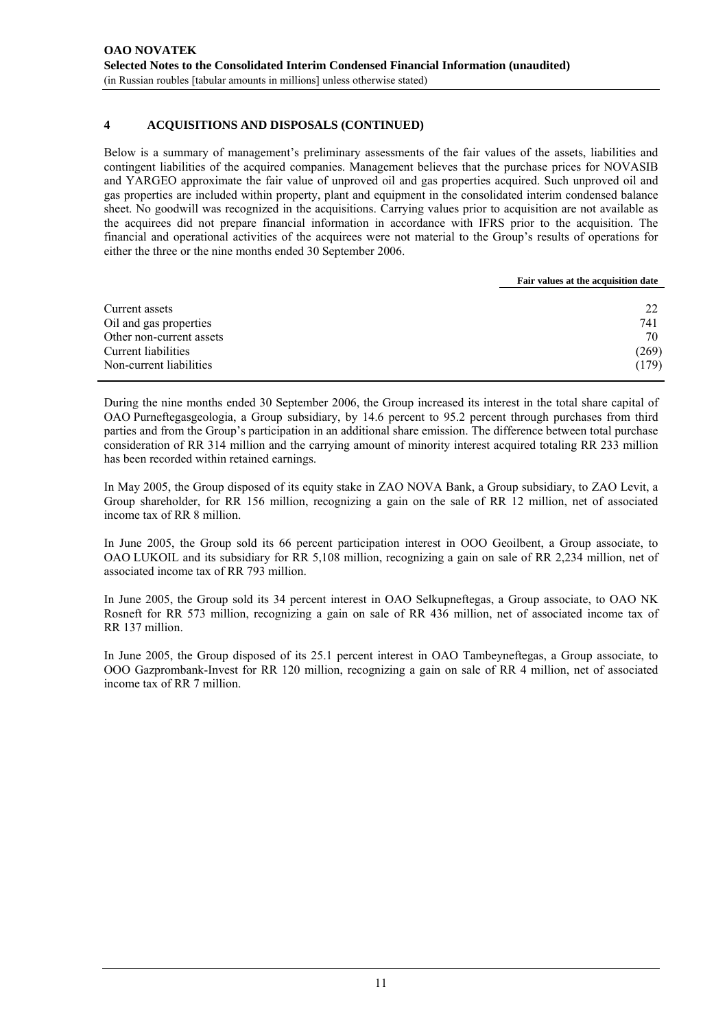## 4 ACQUISITIONS AND DISPOSALS (CONTINUED)

Below is a summary of management's preliminary assessments of the fair values of the assets, liabilities and contingent liabilities of the acquired companies. Management believes that the purchase prices for NOVASIB and YARGEO approximate the fair value of unproved oil and gas properties acquired. Such unproved oil and gas properties are included within property, plant and equipment in the consolidated interim condensed balance sheet. No goodwill was recognized in the acquisitions. Carrying values prior to acquisition are not available as the acquirees did not prepare financial information in accordance with IFRS prior to the acquisition. The financial and operational activities of the acquirees were not material to the Group's results of operations for either the three or the nine months ended 30 September 2006.

| | **Fair values at the acquisition date** |
|---|---|
| Current assets | 22 |
| Oil and gas properties | 741 |
| Other non-current assets | 70 |
| Current liabilities | (269) |
| Non-current liabilities | (179) |

During the nine months ended 30 September 2006, the Group increased its interest in the total share capital of OAO Purneftegasgeologia, a Group subsidiary, by 14.6 percent to 95.2 percent through purchases from third parties and from the Group's participation in an additional share emission. The difference between total purchase consideration of RR 314 million and the carrying amount of minority interest acquired totaling RR 233 million has been recorded within retained earnings.

In May 2005, the Group disposed of its equity stake in ZAO NOVA Bank, a Group subsidiary, to ZAO Levit, a Group shareholder, for RR 156 million, recognizing a gain on the sale of RR 12 million, net of associated income tax of RR 8 million.

In June 2005, the Group sold its 66 percent participation interest in OOO Geoilbent, a Group associate, to OAO LUKOIL and its subsidiary for RR 5,108 million, recognizing a gain on sale of RR 2,234 million, net of associated income tax of RR 793 million.

In June 2005, the Group sold its 34 percent interest in OAO Selkupneftegas, a Group associate, to OAO NK Rosneft for RR 573 million, recognizing a gain on sale of RR 436 million, net of associated income tax of RR 137 million.

In June 2005, the Group disposed of its 25.1 percent interest in OAO Tambeyneftegas, a Group associate, to OOO Gazprombank-Invest for RR 120 million, recognizing a gain on sale of RR 4 million, net of associated income tax of RR 7 million.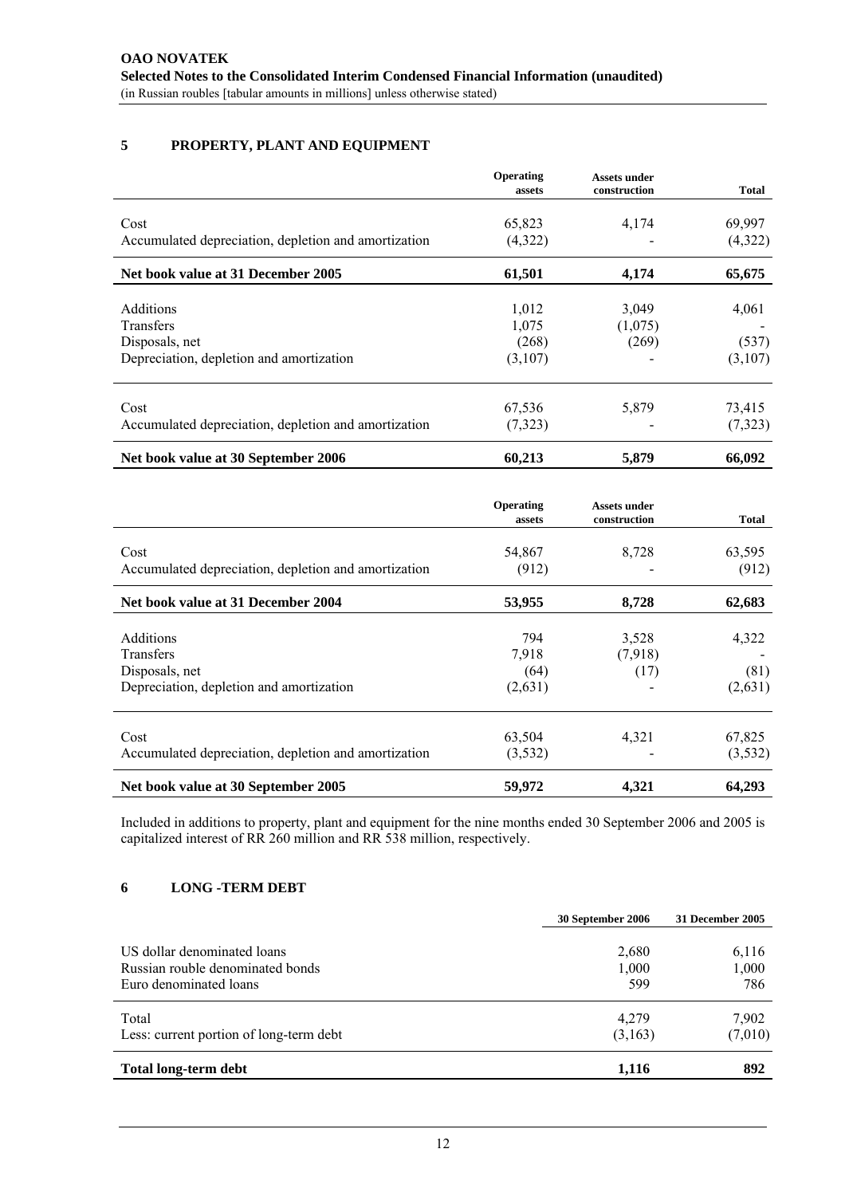## 5 PROPERTY, PLANT AND EQUIPMENT

| | Operating assets | Assets under construction | Total |
|---|---|---|---|
| Cost | 65,823 | 4,174 | 69,997 |
| Accumulated depreciation, depletion and amortization | (4,322) | - | (4,322) |
| **Net book value at 31 December 2005** | **61,501** | **4,174** | **65,675** |
| Additions | 1,012 | 3,049 | 4,061 |
| Transfers | 1,075 | (1,075) | - |
| Disposals, net | (268) | (269) | (537) |
| Depreciation, depletion and amortization | (3,107) | - | (3,107) |
| Cost | 67,536 | 5,879 | 73,415 |
| Accumulated depreciation, depletion and amortization | (7,323) | - | (7,323) |
| **Net book value at 30 September 2006** | **60,213** | **5,879** | **66,092** |

| | Operating assets | Assets under construction | Total |
|---|---|---|---|
| Cost | 54,867 | 8,728 | 63,595 |
| Accumulated depreciation, depletion and amortization | (912) | - | (912) |
| **Net book value at 31 December 2004** | **53,955** | **8,728** | **62,683** |
| Additions | 794 | 3,528 | 4,322 |
| Transfers | 7,918 | (7,918) | - |
| Disposals, net | (64) | (17) | (81) |
| Depreciation, depletion and amortization | (2,631) | - | (2,631) |
| Cost | 63,504 | 4,321 | 67,825 |
| Accumulated depreciation, depletion and amortization | (3,532) | - | (3,532) |
| **Net book value at 30 September 2005** | **59,972** | **4,321** | **64,293** |

Included in additions to property, plant and equipment for the nine months ended 30 September 2006 and 2005 is capitalized interest of RR 260 million and RR 538 million, respectively.

## 6 LONG -TERM DEBT

| | 30 September 2006 | 31 December 2005 |
|---|---|---|
| US dollar denominated loans | 2,680 | 6,116 |
| Russian rouble denominated bonds | 1,000 | 1,000 |
| Euro denominated loans | 599 | 786 |
| Total | 4,279 | 7,902 |
| Less: current portion of long-term debt | (3,163) | (7,010) |
| **Total long-term debt** | **1,116** | **892** |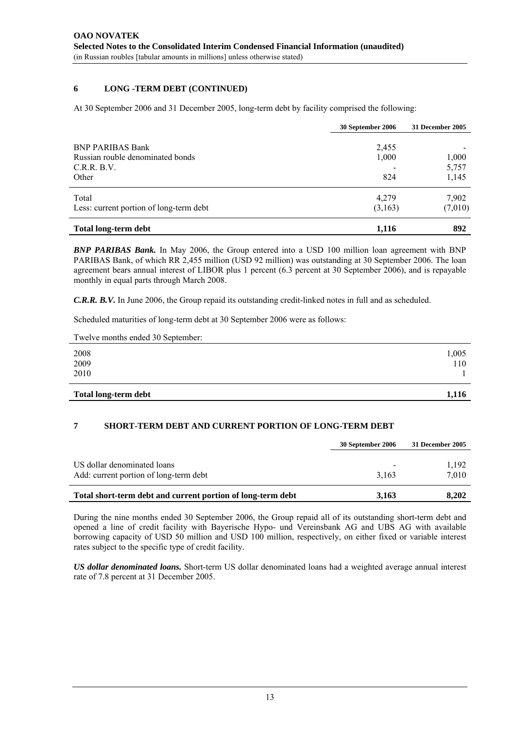## 6 LONG -TERM DEBT (CONTINUED)

At 30 September 2006 and 31 December 2005, long-term debt by facility comprised the following:

| | 30 September 2006 | 31 December 2005 |
|---|---|---|
| BNP PARIBAS Bank | 2,455 | - |
| Russian rouble denominated bonds | 1,000 | 1,000 |
| C.R.R. B.V. | - | 5,757 |
| Other | 824 | 1,145 |
| Total | 4,279 | 7,902 |
| Less: current portion of long-term debt | (3,163) | (7,010) |
| **Total long-term debt** | **1,116** | **892** |

***BNP PARIBAS Bank.*** In May 2006, the Group entered into a USD 100 million loan agreement with BNP PARIBAS Bank, of which RR 2,455 million (USD 92 million) was outstanding at 30 September 2006. The loan agreement bears annual interest of LIBOR plus 1 percent (6.3 percent at 30 September 2006), and is repayable monthly in equal parts through March 2008.

***C.R.R. B.V.*** In June 2006, the Group repaid its outstanding credit-linked notes in full and as scheduled.

Scheduled maturities of long-term debt at 30 September 2006 were as follows:

| Twelve months ended 30 September: | |
|---|---|
| 2008 | 1,005 |
| 2009 | 110 |
| 2010 | 1 |
| **Total long-term debt** | **1,116** |

## 7 SHORT-TERM DEBT AND CURRENT PORTION OF LONG-TERM DEBT

| | 30 September 2006 | 31 December 2005 |
|---|---|---|
| US dollar denominated loans | - | 1,192 |
| Add: current portion of long-term debt | 3,163 | 7,010 |
| **Total short-term debt and current portion of long-term debt** | **3,163** | **8,202** |

During the nine months ended 30 September 2006, the Group repaid all of its outstanding short-term debt and opened a line of credit facility with Bayerische Hypo- und Vereinsbank AG and UBS AG with available borrowing capacity of USD 50 million and USD 100 million, respectively, on either fixed or variable interest rates subject to the specific type of credit facility.

***US dollar denominated loans.*** Short-term US dollar denominated loans had a weighted average annual interest rate of 7.8 percent at 31 December 2005.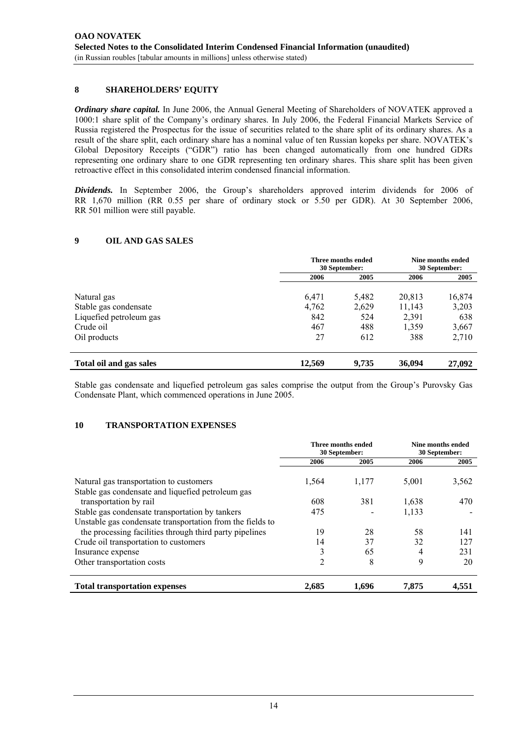## 8 SHAREHOLDERS' EQUITY

***Ordinary share capital.*** In June 2006, the Annual General Meeting of Shareholders of NOVATEK approved a 1000:1 share split of the Company's ordinary shares. In July 2006, the Federal Financial Markets Service of Russia registered the Prospectus for the issue of securities related to the share split of its ordinary shares. As a result of the share split, each ordinary share has a nominal value of ten Russian kopeks per share. NOVATEK's Global Depository Receipts ("GDR") ratio has been changed automatically from one hundred GDRs representing one ordinary share to one GDR representing ten ordinary shares. This share split has been given retroactive effect in this consolidated interim condensed financial information.

***Dividends.*** In September 2006, the Group's shareholders approved interim dividends for 2006 of RR 1,670 million (RR 0.55 per share of ordinary stock or 5.50 per GDR). At 30 September 2006, RR 501 million were still payable.

## 9 OIL AND GAS SALES

| | Three months ended 30 September: | | Nine months ended 30 September: | |
|---|---|---|---|---|
| | 2006 | 2005 | 2006 | 2005 |
| Natural gas | 6,471 | 5,482 | 20,813 | 16,874 |
| Stable gas condensate | 4,762 | 2,629 | 11,143 | 3,203 |
| Liquefied petroleum gas | 842 | 524 | 2,391 | 638 |
| Crude oil | 467 | 488 | 1,359 | 3,667 |
| Oil products | 27 | 612 | 388 | 2,710 |
| **Total oil and gas sales** | **12,569** | **9,735** | **36,094** | **27,092** |

Stable gas condensate and liquefied petroleum gas sales comprise the output from the Group's Purovsky Gas Condensate Plant, which commenced operations in June 2005.

## 10 TRANSPORTATION EXPENSES

| | Three months ended 30 September: | | Nine months ended 30 September: | |
|---|---|---|---|---|
| | 2006 | 2005 | 2006 | 2005 |
| Natural gas transportation to customers | 1,564 | 1,177 | 5,001 | 3,562 |
| Stable gas condensate and liquefied petroleum gas transportation by rail | 608 | 381 | 1,638 | 470 |
| Stable gas condensate transportation by tankers | 475 | - | 1,133 | - |
| Unstable gas condensate transportation from the fields to the processing facilities through third party pipelines | 19 | 28 | 58 | 141 |
| Crude oil transportation to customers | 14 | 37 | 32 | 127 |
| Insurance expense | 3 | 65 | 4 | 231 |
| Other transportation costs | 2 | 8 | 9 | 20 |
| **Total transportation expenses** | **2,685** | **1,696** | **7,875** | **4,551** |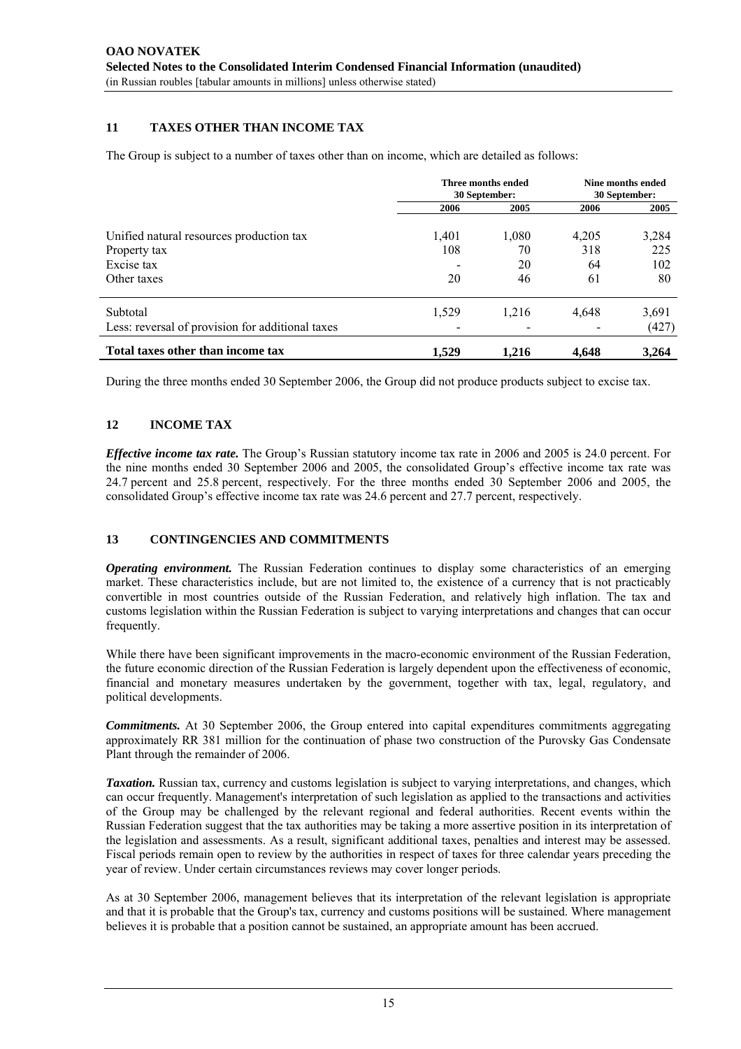## 11 TAXES OTHER THAN INCOME TAX

The Group is subject to a number of taxes other than on income, which are detailed as follows:

| | Three months ended 30 September: | | Nine months ended 30 September: | |
|---|---|---|---|---|
| | 2006 | 2005 | 2006 | 2005 |
| Unified natural resources production tax | 1,401 | 1,080 | 4,205 | 3,284 |
| Property tax | 108 | 70 | 318 | 225 |
| Excise tax | - | 20 | 64 | 102 |
| Other taxes | 20 | 46 | 61 | 80 |
| Subtotal | 1,529 | 1,216 | 4,648 | 3,691 |
| Less: reversal of provision for additional taxes | - | - | - | (427) |
| **Total taxes other than income tax** | **1,529** | **1,216** | **4,648** | **3,264** |

During the three months ended 30 September 2006, the Group did not produce products subject to excise tax.

## 12 INCOME TAX

***Effective income tax rate.*** The Group's Russian statutory income tax rate in 2006 and 2005 is 24.0 percent. For the nine months ended 30 September 2006 and 2005, the consolidated Group's effective income tax rate was 24.7 percent and 25.8 percent, respectively. For the three months ended 30 September 2006 and 2005, the consolidated Group's effective income tax rate was 24.6 percent and 27.7 percent, respectively.

## 13 CONTINGENCIES AND COMMITMENTS

***Operating environment.*** The Russian Federation continues to display some characteristics of an emerging market. These characteristics include, but are not limited to, the existence of a currency that is not practicably convertible in most countries outside of the Russian Federation, and relatively high inflation. The tax and customs legislation within the Russian Federation is subject to varying interpretations and changes that can occur frequently.

While there have been significant improvements in the macro-economic environment of the Russian Federation, the future economic direction of the Russian Federation is largely dependent upon the effectiveness of economic, financial and monetary measures undertaken by the government, together with tax, legal, regulatory, and political developments.

***Commitments.*** At 30 September 2006, the Group entered into capital expenditures commitments aggregating approximately RR 381 million for the continuation of phase two construction of the Purovsky Gas Condensate Plant through the remainder of 2006.

***Taxation.*** Russian tax, currency and customs legislation is subject to varying interpretations, and changes, which can occur frequently. Management's interpretation of such legislation as applied to the transactions and activities of the Group may be challenged by the relevant regional and federal authorities. Recent events within the Russian Federation suggest that the tax authorities may be taking a more assertive position in its interpretation of the legislation and assessments. As a result, significant additional taxes, penalties and interest may be assessed. Fiscal periods remain open to review by the authorities in respect of taxes for three calendar years preceding the year of review. Under certain circumstances reviews may cover longer periods.

As at 30 September 2006, management believes that its interpretation of the relevant legislation is appropriate and that it is probable that the Group's tax, currency and customs positions will be sustained. Where management believes it is probable that a position cannot be sustained, an appropriate amount has been accrued.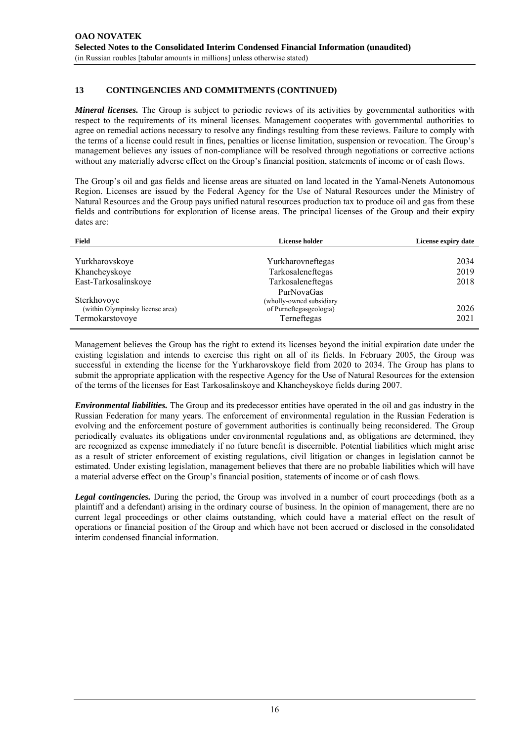## 13 CONTINGENCIES AND COMMITMENTS (CONTINUED)

***Mineral licenses.*** The Group is subject to periodic reviews of its activities by governmental authorities with respect to the requirements of its mineral licenses. Management cooperates with governmental authorities to agree on remedial actions necessary to resolve any findings resulting from these reviews. Failure to comply with the terms of a license could result in fines, penalties or license limitation, suspension or revocation. The Group's management believes any issues of non-compliance will be resolved through negotiations or corrective actions without any materially adverse effect on the Group's financial position, statements of income or of cash flows.

The Group's oil and gas fields and license areas are situated on land located in the Yamal-Nenets Autonomous Region. Licenses are issued by the Federal Agency for the Use of Natural Resources under the Ministry of Natural Resources and the Group pays unified natural resources production tax to produce oil and gas from these fields and contributions for exploration of license areas. The principal licenses of the Group and their expiry dates are:

| Field | License holder | License expiry date |
|---|---|---|
| Yurkharovskoye | Yurkharovneftegas | 2034 |
| Khancheyskoye | Tarkosaleneftegas | 2019 |
| East-Tarkosalinskoye | Tarkosaleneftegas | 2018 |
| Sterkhovoye (within Olympinsky license area) | PurNovaGas (wholly-owned subsidiary of Purneftegasgeologia) | 2026 |
| Termokarstovoye | Terneftegas | 2021 |

Management believes the Group has the right to extend its licenses beyond the initial expiration date under the existing legislation and intends to exercise this right on all of its fields. In February 2005, the Group was successful in extending the license for the Yurkharovskoye field from 2020 to 2034. The Group has plans to submit the appropriate application with the respective Agency for the Use of Natural Resources for the extension of the terms of the licenses for East Tarkosalinskoye and Khancheyskoye fields during 2007.

***Environmental liabilities.*** The Group and its predecessor entities have operated in the oil and gas industry in the Russian Federation for many years. The enforcement of environmental regulation in the Russian Federation is evolving and the enforcement posture of government authorities is continually being reconsidered. The Group periodically evaluates its obligations under environmental regulations and, as obligations are determined, they are recognized as expense immediately if no future benefit is discernible. Potential liabilities which might arise as a result of stricter enforcement of existing regulations, civil litigation or changes in legislation cannot be estimated. Under existing legislation, management believes that there are no probable liabilities which will have a material adverse effect on the Group's financial position, statements of income or of cash flows.

***Legal contingencies.*** During the period, the Group was involved in a number of court proceedings (both as a plaintiff and a defendant) arising in the ordinary course of business. In the opinion of management, there are no current legal proceedings or other claims outstanding, which could have a material effect on the result of operations or financial position of the Group and which have not been accrued or disclosed in the consolidated interim condensed financial information.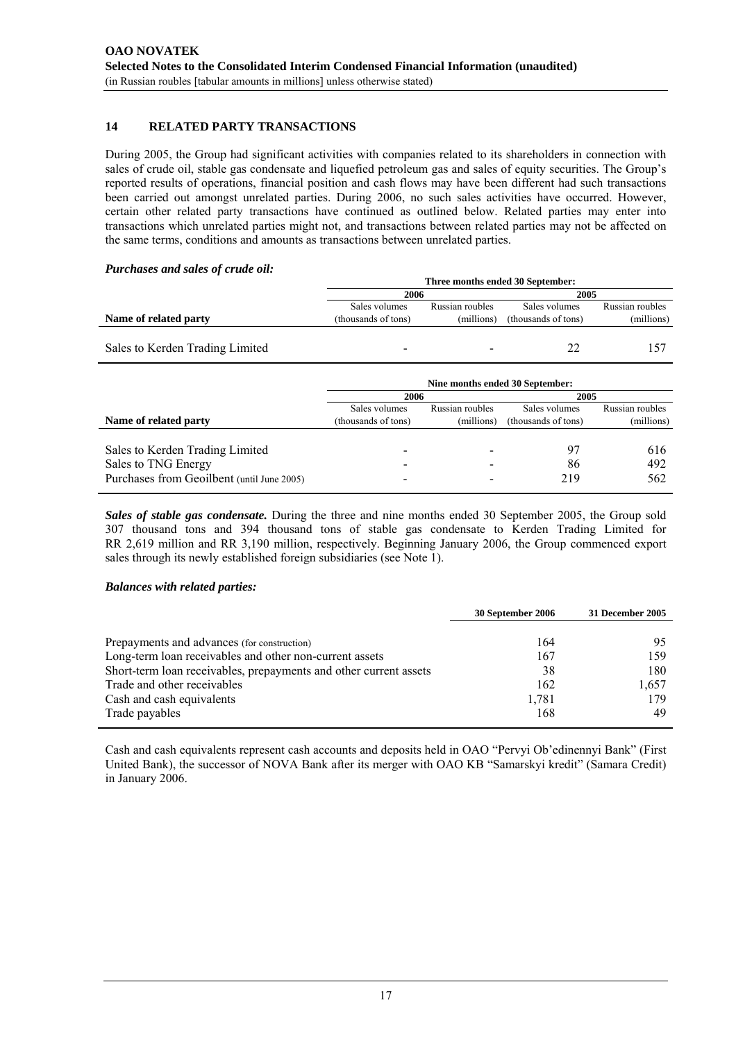## 14 RELATED PARTY TRANSACTIONS

During 2005, the Group had significant activities with companies related to its shareholders in connection with sales of crude oil, stable gas condensate and liquefied petroleum gas and sales of equity securities. The Group's reported results of operations, financial position and cash flows may have been different had such transactions been carried out amongst unrelated parties. During 2006, no such sales activities have occurred. However, certain other related party transactions have continued as outlined below. Related parties may enter into transactions which unrelated parties might not, and transactions between related parties may not be affected on the same terms, conditions and amounts as transactions between unrelated parties.

***Purchases and sales of crude oil:***

| | Three months ended 30 September: | | | |
|---|---|---|---|---|
| | 2006 | | 2005 | |
| Name of related party | Sales volumes (thousands of tons) | Russian roubles (millions) | Sales volumes (thousands of tons) | Russian roubles (millions) |
| Sales to Kerden Trading Limited | - | - | 22 | 157 |

| | Nine months ended 30 September: | | | |
|---|---|---|---|---|
| | 2006 | | 2005 | |
| Name of related party | Sales volumes (thousands of tons) | Russian roubles (millions) | Sales volumes (thousands of tons) | Russian roubles (millions) |
| Sales to Kerden Trading Limited | - | - | 97 | 616 |
| Sales to TNG Energy | - | - | 86 | 492 |
| Purchases from Geoilbent (until June 2005) | - | - | 219 | 562 |

***Sales of stable gas condensate.*** During the three and nine months ended 30 September 2005, the Group sold 307 thousand tons and 394 thousand tons of stable gas condensate to Kerden Trading Limited for RR 2,619 million and RR 3,190 million, respectively. Beginning January 2006, the Group commenced export sales through its newly established foreign subsidiaries (see Note 1).

***Balances with related parties:***

| | 30 September 2006 | 31 December 2005 |
|---|---|---|
| Prepayments and advances (for construction) | 164 | 95 |
| Long-term loan receivables and other non-current assets | 167 | 159 |
| Short-term loan receivables, prepayments and other current assets | 38 | 180 |
| Trade and other receivables | 162 | 1,657 |
| Cash and cash equivalents | 1,781 | 179 |
| Trade payables | 168 | 49 |

Cash and cash equivalents represent cash accounts and deposits held in OAO "Pervyi Ob'edinennyi Bank" (First United Bank), the successor of NOVA Bank after its merger with OAO KB "Samarskyi kredit" (Samara Credit) in January 2006.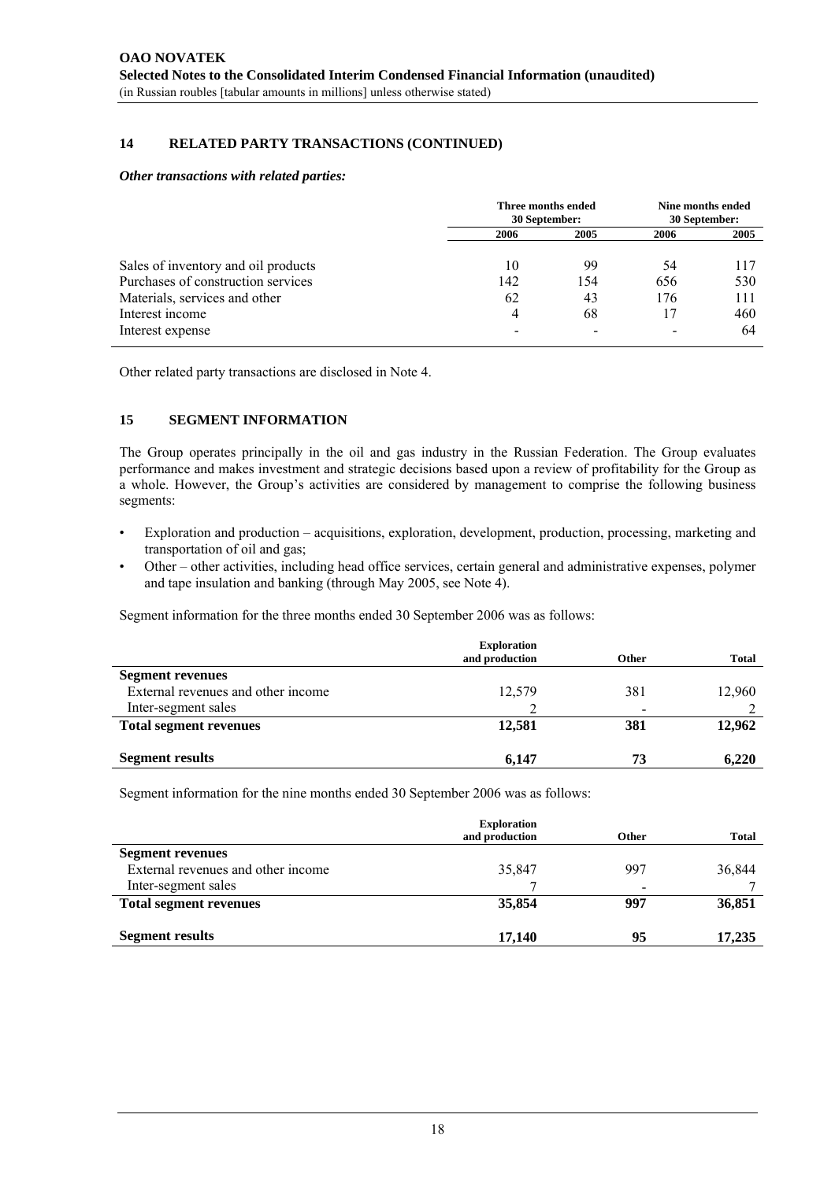**OAO NOVATEK**
**Selected Notes to the Consolidated Interim Condensed Financial Information (unaudited)**
(in Russian roubles [tabular amounts in millions] unless otherwise stated)

## 14 RELATED PARTY TRANSACTIONS (CONTINUED)

***Other transactions with related parties:***

| | Three months ended 30 September: | | Nine months ended 30 September: | |
|---|---|---|---|---|
| | **2006** | **2005** | **2006** | **2005** |
| Sales of inventory and oil products | 10 | 99 | 54 | 117 |
| Purchases of construction services | 142 | 154 | 656 | 530 |
| Materials, services and other | 62 | 43 | 176 | 111 |
| Interest income | 4 | 68 | 17 | 460 |
| Interest expense | - | - | - | 64 |

Other related party transactions are disclosed in Note 4.

## 15 SEGMENT INFORMATION

The Group operates principally in the oil and gas industry in the Russian Federation. The Group evaluates performance and makes investment and strategic decisions based upon a review of profitability for the Group as a whole. However, the Group's activities are considered by management to comprise the following business segments:

- Exploration and production – acquisitions, exploration, development, production, processing, marketing and transportation of oil and gas;
- Other – other activities, including head office services, certain general and administrative expenses, polymer and tape insulation and banking (through May 2005, see Note 4).

Segment information for the three months ended 30 September 2006 was as follows:

| | Exploration and production | Other | Total |
|---|---|---|---|
| **Segment revenues** | | | |
| External revenues and other income | 12,579 | 381 | 12,960 |
| Inter-segment sales | 2 | - | 2 |
| **Total segment revenues** | **12,581** | **381** | **12,962** |
| **Segment results** | **6,147** | **73** | **6,220** |

Segment information for the nine months ended 30 September 2006 was as follows:

| | Exploration and production | Other | Total |
|---|---|---|---|
| **Segment revenues** | | | |
| External revenues and other income | 35,847 | 997 | 36,844 |
| Inter-segment sales | 7 | - | 7 |
| **Total segment revenues** | **35,854** | **997** | **36,851** |
| **Segment results** | **17,140** | **95** | **17,235** |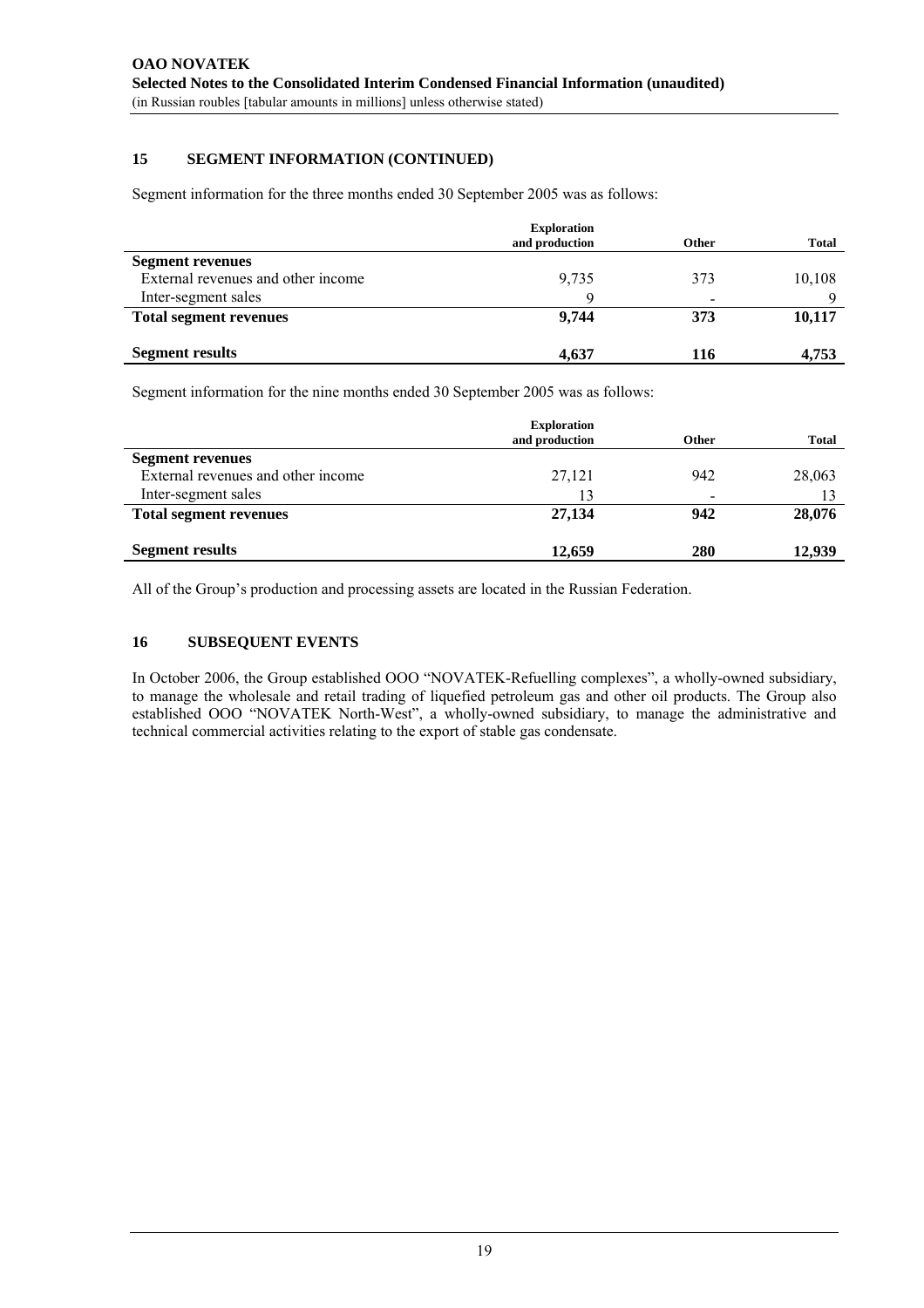## 15 SEGMENT INFORMATION (CONTINUED)

Segment information for the three months ended 30 September 2005 was as follows:

| | Exploration and production | Other | Total |
|---|---|---|---|
| **Segment revenues** | | | |
| External revenues and other income | 9,735 | 373 | 10,108 |
| Inter-segment sales | 9 | - | 9 |
| **Total segment revenues** | **9,744** | **373** | **10,117** |
| **Segment results** | **4,637** | **116** | **4,753** |

Segment information for the nine months ended 30 September 2005 was as follows:

| | Exploration and production | Other | Total |
|---|---|---|---|
| **Segment revenues** | | | |
| External revenues and other income | 27,121 | 942 | 28,063 |
| Inter-segment sales | 13 | - | 13 |
| **Total segment revenues** | **27,134** | **942** | **28,076** |
| **Segment results** | **12,659** | **280** | **12,939** |

All of the Group's production and processing assets are located in the Russian Federation.

## 16 SUBSEQUENT EVENTS

In October 2006, the Group established OOO "NOVATEK-Refuelling complexes", a wholly-owned subsidiary, to manage the wholesale and retail trading of liquefied petroleum gas and other oil products. The Group also established OOO "NOVATEK North-West", a wholly-owned subsidiary, to manage the administrative and technical commercial activities relating to the export of stable gas condensate.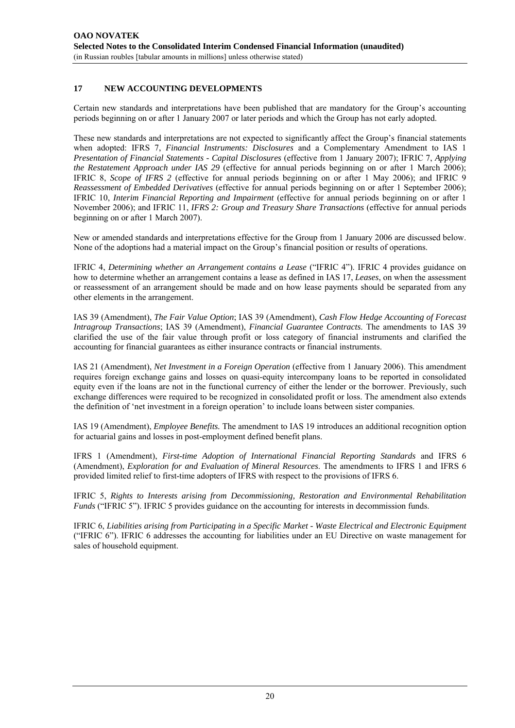## 17 NEW ACCOUNTING DEVELOPMENTS

Certain new standards and interpretations have been published that are mandatory for the Group's accounting periods beginning on or after 1 January 2007 or later periods and which the Group has not early adopted.

These new standards and interpretations are not expected to significantly affect the Group's financial statements when adopted: IFRS 7, *Financial Instruments: Disclosures* and a Complementary Amendment to IAS 1 *Presentation of Financial Statements - Capital Disclosures* (effective from 1 January 2007); IFRIC 7, *Applying the Restatement Approach under IAS 29* (effective for annual periods beginning on or after 1 March 2006); IFRIC 8, *Scope of IFRS 2* (effective for annual periods beginning on or after 1 May 2006); and IFRIC 9 *Reassessment of Embedded Derivatives* (effective for annual periods beginning on or after 1 September 2006); IFRIC 10, *Interim Financial Reporting and Impairment* (effective for annual periods beginning on or after 1 November 2006); and IFRIC 11, *IFRS 2: Group and Treasury Share Transactions* (effective for annual periods beginning on or after 1 March 2007).

New or amended standards and interpretations effective for the Group from 1 January 2006 are discussed below. None of the adoptions had a material impact on the Group's financial position or results of operations.

IFRIC 4, *Determining whether an Arrangement contains a Lease* ("IFRIC 4"). IFRIC 4 provides guidance on how to determine whether an arrangement contains a lease as defined in IAS 17, *Leases*, on when the assessment or reassessment of an arrangement should be made and on how lease payments should be separated from any other elements in the arrangement.

IAS 39 (Amendment), *The Fair Value Option*; IAS 39 (Amendment), *Cash Flow Hedge Accounting of Forecast Intragroup Transactions*; IAS 39 (Amendment), *Financial Guarantee Contracts*. The amendments to IAS 39 clarified the use of the fair value through profit or loss category of financial instruments and clarified the accounting for financial guarantees as either insurance contracts or financial instruments.

IAS 21 (Amendment), *Net Investment in a Foreign Operation* (effective from 1 January 2006). This amendment requires foreign exchange gains and losses on quasi-equity intercompany loans to be reported in consolidated equity even if the loans are not in the functional currency of either the lender or the borrower. Previously, such exchange differences were required to be recognized in consolidated profit or loss. The amendment also extends the definition of 'net investment in a foreign operation' to include loans between sister companies.

IAS 19 (Amendment), *Employee Benefits.* The amendment to IAS 19 introduces an additional recognition option for actuarial gains and losses in post-employment defined benefit plans.

IFRS 1 (Amendment), *First-time Adoption of International Financial Reporting Standards* and IFRS 6 (Amendment), *Exploration for and Evaluation of Mineral Resources*. The amendments to IFRS 1 and IFRS 6 provided limited relief to first-time adopters of IFRS with respect to the provisions of IFRS 6.

IFRIC 5, *Rights to Interests arising from Decommissioning, Restoration and Environmental Rehabilitation Funds* ("IFRIC 5"). IFRIC 5 provides guidance on the accounting for interests in decommission funds.

IFRIC 6, *Liabilities arising from Participating in a Specific Market - Waste Electrical and Electronic Equipment* ("IFRIC 6"). IFRIC 6 addresses the accounting for liabilities under an EU Directive on waste management for sales of household equipment.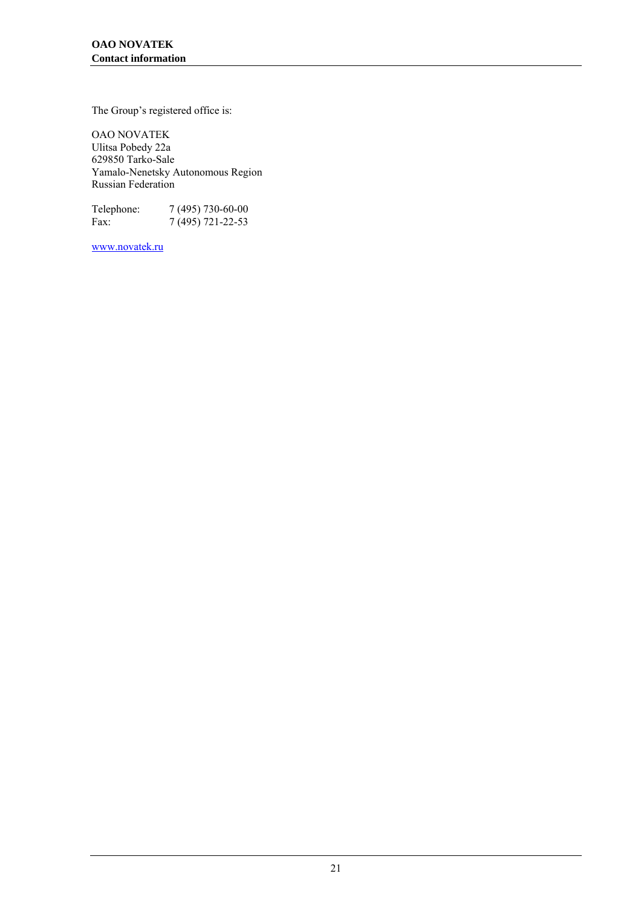**OAO NOVATEK**
**Contact information**

The Group's registered office is:

OAO NOVATEK
Ulitsa Pobedy 22a
629850 Tarko-Sale
Yamalo-Nenetsky Autonomous Region
Russian Federation

| | |
|---|---|
| Telephone: | 7 (495) 730-60-00 |
| Fax: | 7 (495) 721-22-53 |

www.novatek.ru